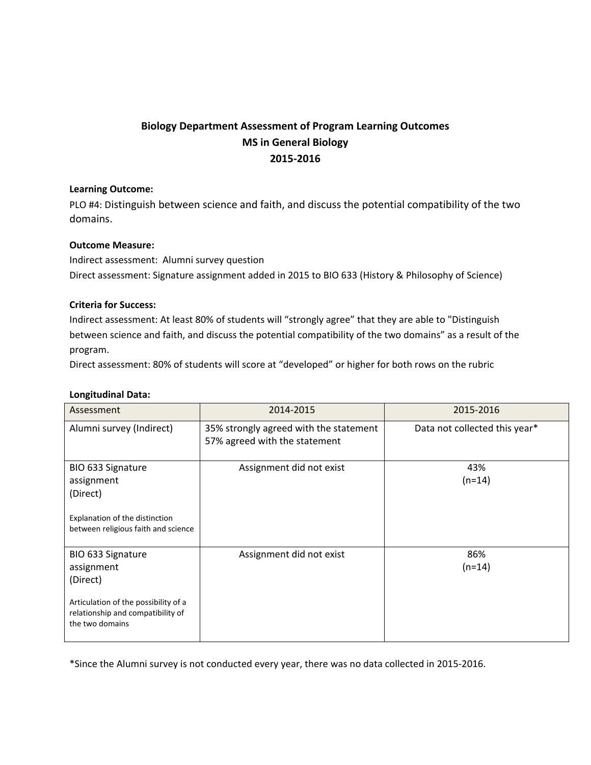# Biology Department Assessment of Program Learning Outcomes
## MS in General Biology
## 2015-2016

**Learning Outcome:**

PLO #4: Distinguish between science and faith, and discuss the potential compatibility of the two domains.

**Outcome Measure:**

Indirect assessment: Alumni survey question

Direct assessment: Signature assignment added in 2015 to BIO 633 (History & Philosophy of Science)

**Criteria for Success:**

Indirect assessment: At least 80% of students will "strongly agree" that they are able to "Distinguish between science and faith, and discuss the potential compatibility of the two domains" as a result of the program.

Direct assessment: 80% of students will score at "developed" or higher for both rows on the rubric

**Longitudinal Data:**

| Assessment | 2014-2015 | 2015-2016 |
|---|---|---|
| Alumni survey (Indirect) | 35% strongly agreed with the statement<br>57% agreed with the statement | Data not collected this year* |
| BIO 633 Signature assignment (Direct)<br><br>Explanation of the distinction between religious faith and science | Assignment did not exist | 43%<br>(n=14) |
| BIO 633 Signature assignment (Direct)<br><br>Articulation of the possibility of a relationship and compatibility of the two domains | Assignment did not exist | 86%<br>(n=14) |

*Since the Alumni survey is not conducted every year, there was no data collected in 2015-2016.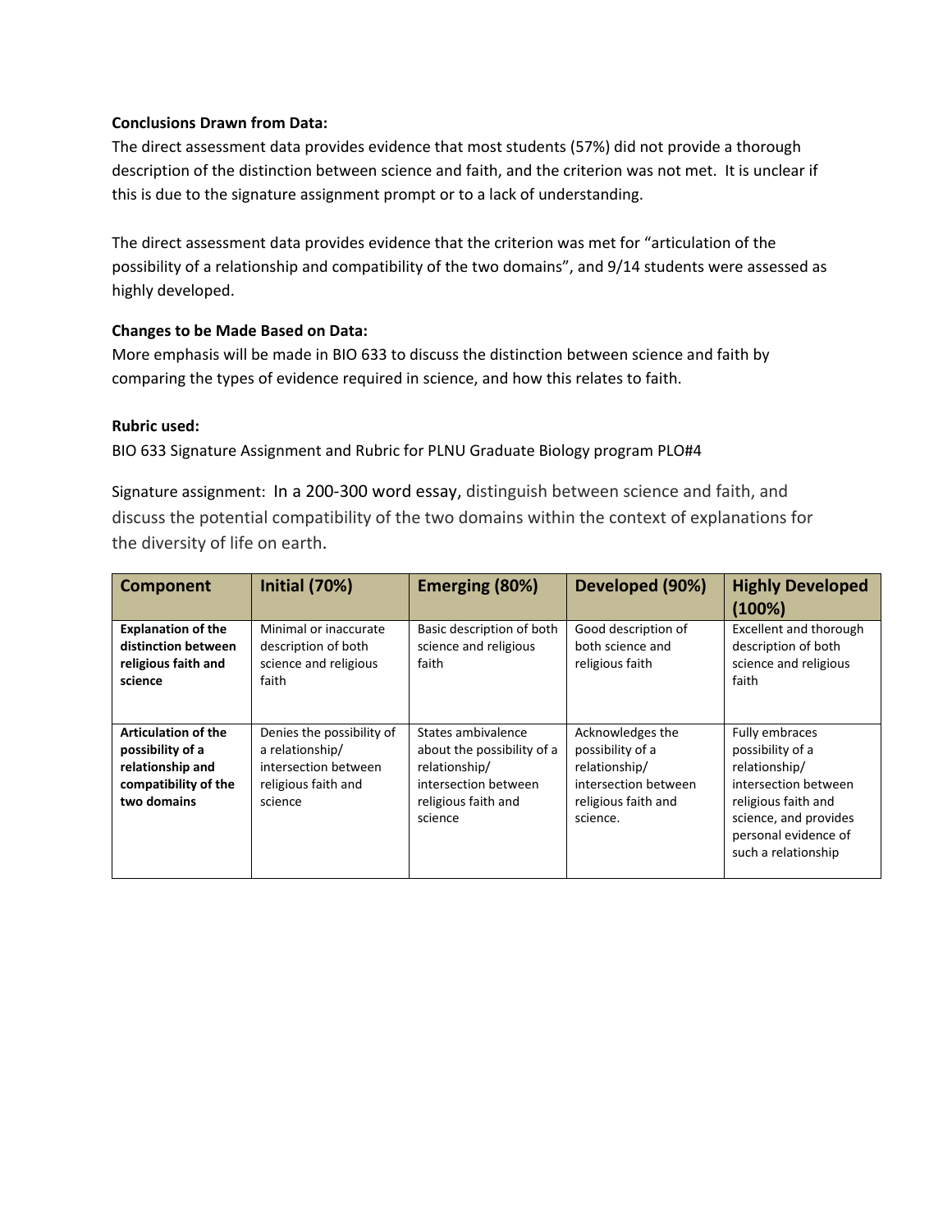**Conclusions Drawn from Data:**

The direct assessment data provides evidence that most students (57%) did not provide a thorough description of the distinction between science and faith, and the criterion was not met. It is unclear if this is due to the signature assignment prompt or to a lack of understanding.

The direct assessment data provides evidence that the criterion was met for "articulation of the possibility of a relationship and compatibility of the two domains", and 9/14 students were assessed as highly developed.

**Changes to be Made Based on Data:**

More emphasis will be made in BIO 633 to discuss the distinction between science and faith by comparing the types of evidence required in science, and how this relates to faith.

**Rubric used:**

BIO 633 Signature Assignment and Rubric for PLNU Graduate Biology program PLO#4

Signature assignment: In a 200-300 word essay, distinguish between science and faith, and discuss the potential compatibility of the two domains within the context of explanations for the diversity of life on earth.

| Component | Initial (70%) | Emerging (80%) | Developed (90%) | Highly Developed (100%) |
|---|---|---|---|---|
| **Explanation of the distinction between religious faith and science** | Minimal or inaccurate description of both science and religious faith | Basic description of both science and religious faith | Good description of both science and religious faith | Excellent and thorough description of both science and religious faith |
| **Articulation of the possibility of a relationship and compatibility of the two domains** | Denies the possibility of a relationship/ intersection between religious faith and science | States ambivalence about the possibility of a relationship/ intersection between religious faith and science | Acknowledges the possibility of a relationship/ intersection between religious faith and science. | Fully embraces possibility of a relationship/ intersection between religious faith and science, and provides personal evidence of such a relationship |